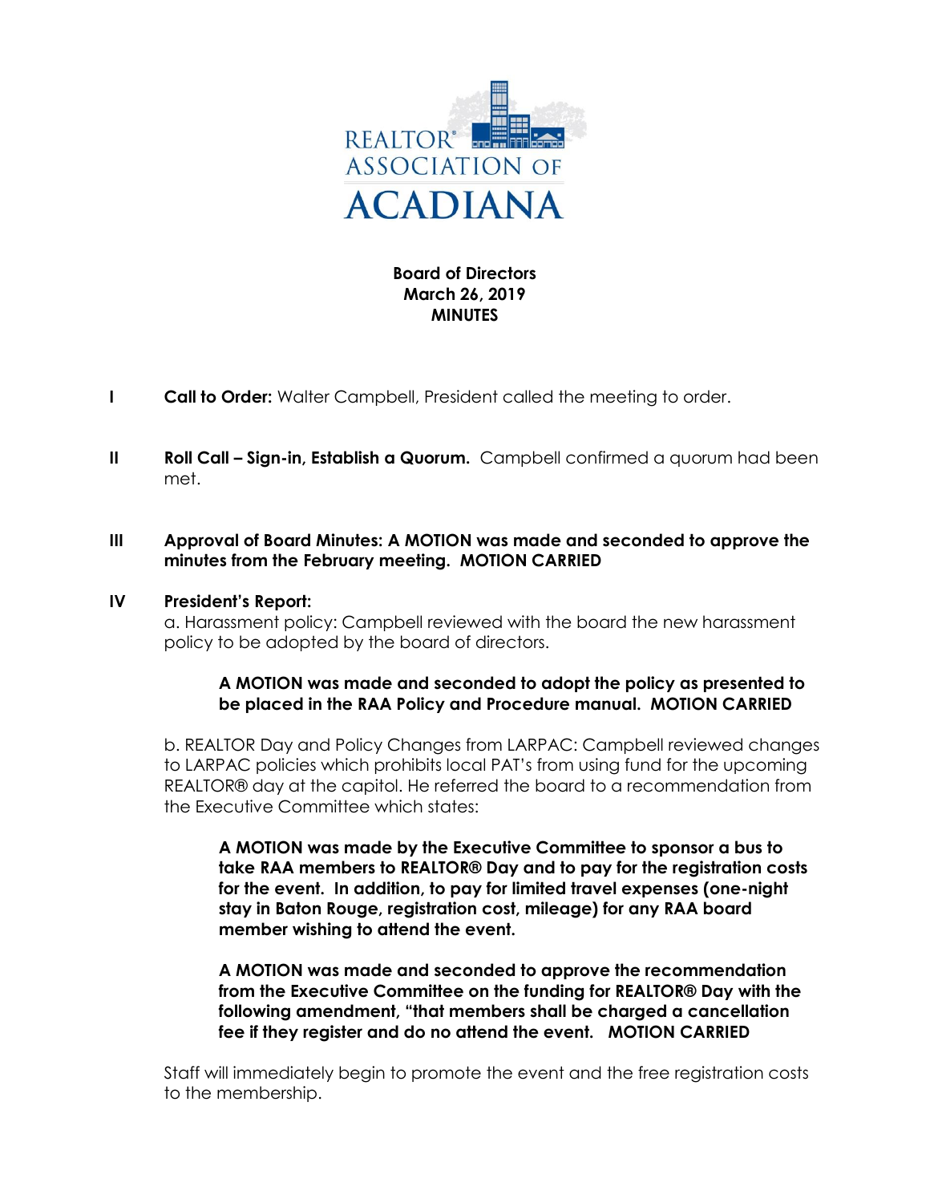REALTOR® ASSOCIATION OF ACADIANA

**Board of Directors**
**March 26, 2019**
**MINUTES**

**I** **Call to Order:** Walter Campbell, President called the meeting to order.

**II** **Roll Call – Sign-in, Establish a Quorum.** Campbell confirmed a quorum had been met.

**III** **Approval of Board Minutes: A MOTION was made and seconded to approve the minutes from the February meeting. MOTION CARRIED**

**IV** **President's Report:**

a. Harassment policy: Campbell reviewed with the board the new harassment policy to be adopted by the board of directors.

> **A MOTION was made and seconded to adopt the policy as presented to be placed in the RAA Policy and Procedure manual. MOTION CARRIED**

b. REALTOR Day and Policy Changes from LARPAC: Campbell reviewed changes to LARPAC policies which prohibits local PAT's from using fund for the upcoming REALTOR® day at the capitol. He referred the board to a recommendation from the Executive Committee which states:

> **A MOTION was made by the Executive Committee to sponsor a bus to take RAA members to REALTOR® Day and to pay for the registration costs for the event. In addition, to pay for limited travel expenses (one-night stay in Baton Rouge, registration cost, mileage) for any RAA board member wishing to attend the event.**
>
> **A MOTION was made and seconded to approve the recommendation from the Executive Committee on the funding for REALTOR® Day with the following amendment, "that members shall be charged a cancellation fee if they register and do no attend the event. MOTION CARRIED**

Staff will immediately begin to promote the event and the free registration costs to the membership.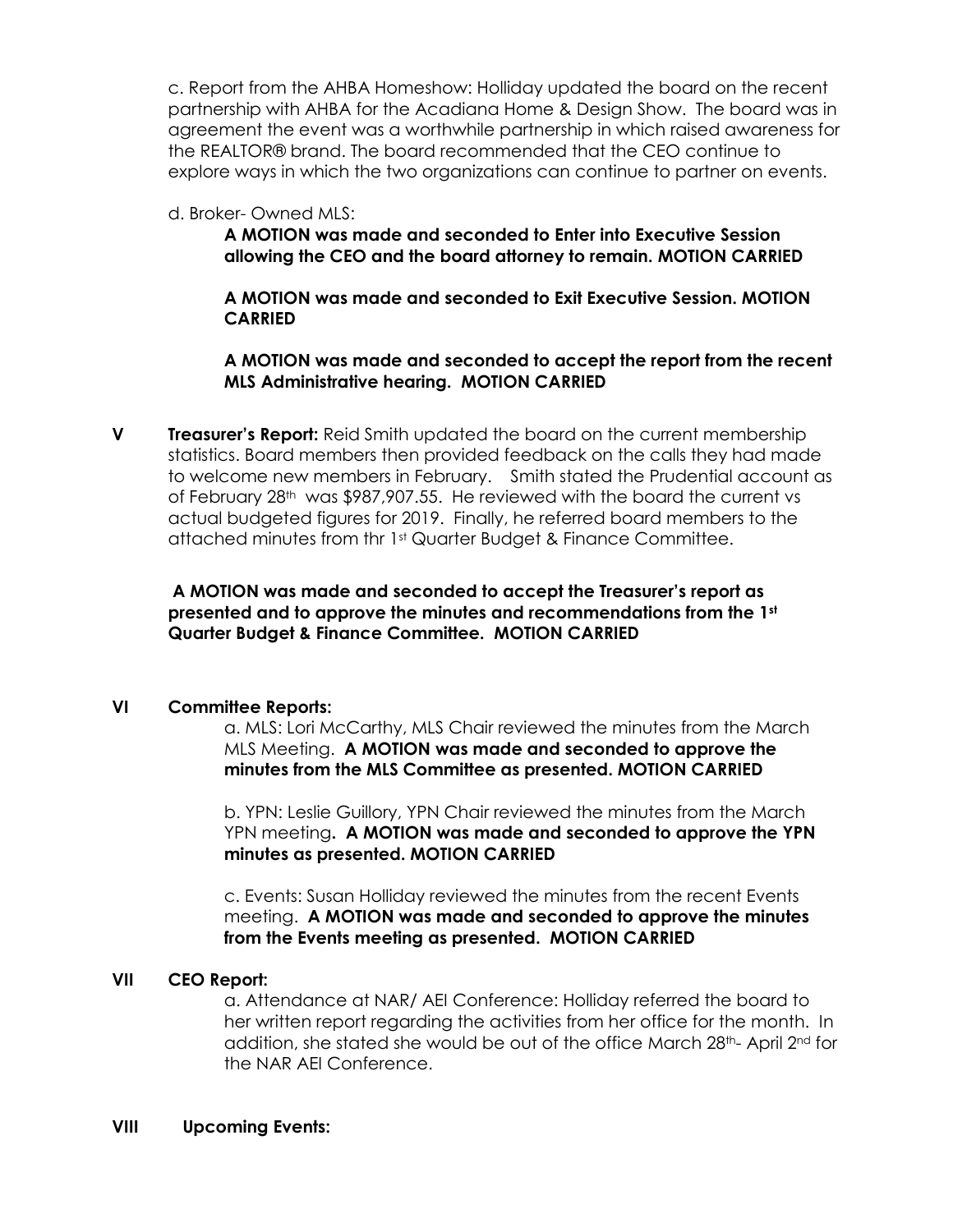c. Report from the AHBA Homeshow: Holliday updated the board on the recent partnership with AHBA for the Acadiana Home & Design Show. The board was in agreement the event was a worthwhile partnership in which raised awareness for the REALTOR® brand. The board recommended that the CEO continue to explore ways in which the two organizations can continue to partner on events.

d. Broker- Owned MLS:

**A MOTION was made and seconded to Enter into Executive Session allowing the CEO and the board attorney to remain. MOTION CARRIED**

**A MOTION was made and seconded to Exit Executive Session. MOTION CARRIED**

**A MOTION was made and seconded to accept the report from the recent MLS Administrative hearing. MOTION CARRIED**

**V Treasurer's Report:** Reid Smith updated the board on the current membership statistics. Board members then provided feedback on the calls they had made to welcome new members in February. Smith stated the Prudential account as of February 28th was $987,907.55. He reviewed with the board the current vs actual budgeted figures for 2019. Finally, he referred board members to the attached minutes from thr 1st Quarter Budget & Finance Committee.

**A MOTION was made and seconded to accept the Treasurer's report as presented and to approve the minutes and recommendations from the 1st Quarter Budget & Finance Committee. MOTION CARRIED**

## VI Committee Reports:

a. MLS: Lori McCarthy, MLS Chair reviewed the minutes from the March MLS Meeting. **A MOTION was made and seconded to approve the minutes from the MLS Committee as presented. MOTION CARRIED**

b. YPN: Leslie Guillory, YPN Chair reviewed the minutes from the March YPN meeting**. A MOTION was made and seconded to approve the YPN minutes as presented. MOTION CARRIED**

c. Events: Susan Holliday reviewed the minutes from the recent Events meeting. **A MOTION was made and seconded to approve the minutes from the Events meeting as presented. MOTION CARRIED**

## VII CEO Report:

a. Attendance at NAR/ AEI Conference: Holliday referred the board to her written report regarding the activities from her office for the month. In addition, she stated she would be out of the office March 28th- April 2nd for the NAR AEI Conference.

## VIII Upcoming Events: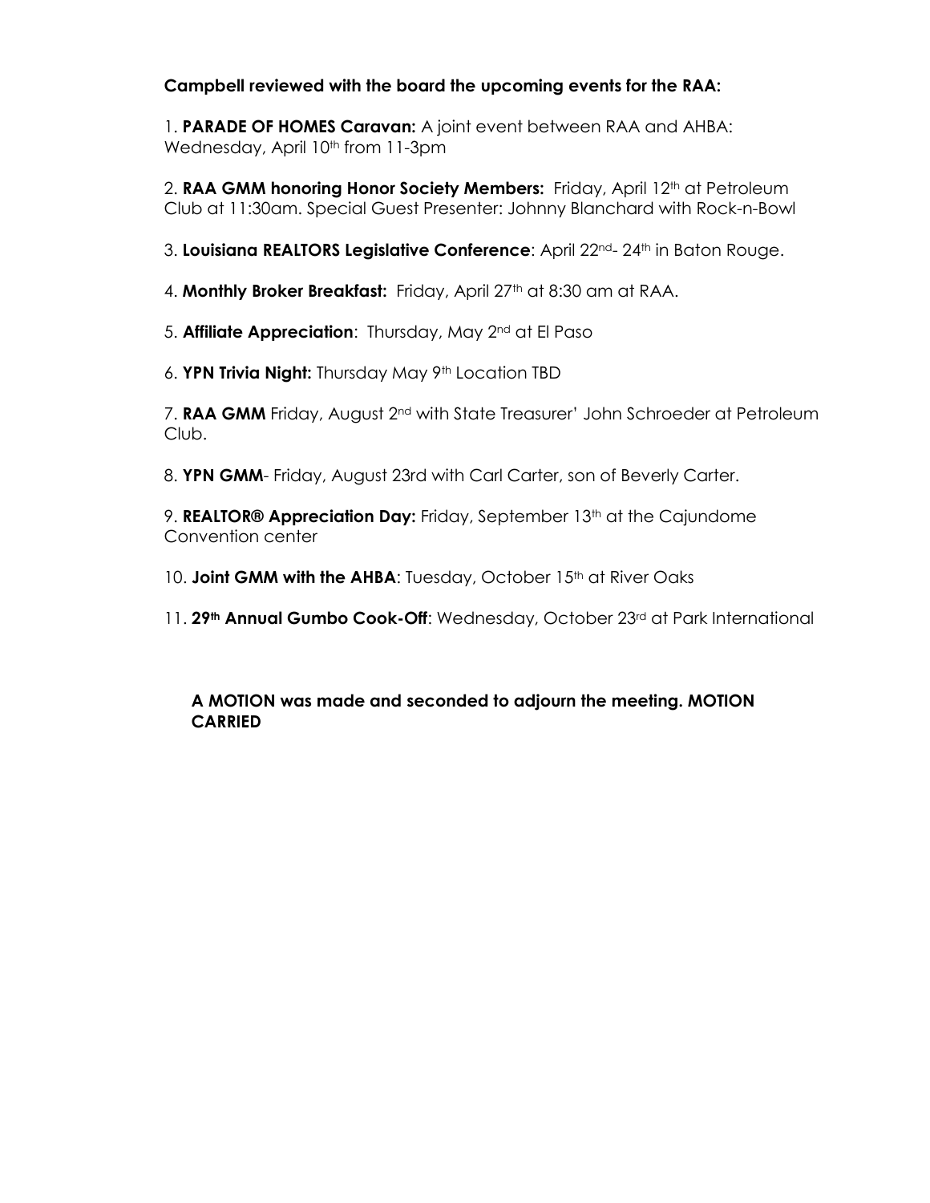**Campbell reviewed with the board the upcoming events for the RAA:**

1. **PARADE OF HOMES Caravan:** A joint event between RAA and AHBA: Wednesday, April 10th from 11-3pm

2. **RAA GMM honoring Honor Society Members:** Friday, April 12th at Petroleum Club at 11:30am. Special Guest Presenter: Johnny Blanchard with Rock-n-Bowl

3. **Louisiana REALTORS Legislative Conference**: April 22nd- 24th in Baton Rouge.

4. **Monthly Broker Breakfast:** Friday, April 27th at 8:30 am at RAA.

5. **Affiliate Appreciation**: Thursday, May 2nd at El Paso

6. **YPN Trivia Night:** Thursday May 9th Location TBD

7. **RAA GMM** Friday, August 2nd with State Treasurer' John Schroeder at Petroleum Club.

8. **YPN GMM**- Friday, August 23rd with Carl Carter, son of Beverly Carter.

9. **REALTOR® Appreciation Day:** Friday, September 13th at the Cajundome Convention center

10. **Joint GMM with the AHBA**: Tuesday, October 15th at River Oaks

11. **29th Annual Gumbo Cook-Off**: Wednesday, October 23rd at Park International

**A MOTION was made and seconded to adjourn the meeting. MOTION CARRIED**